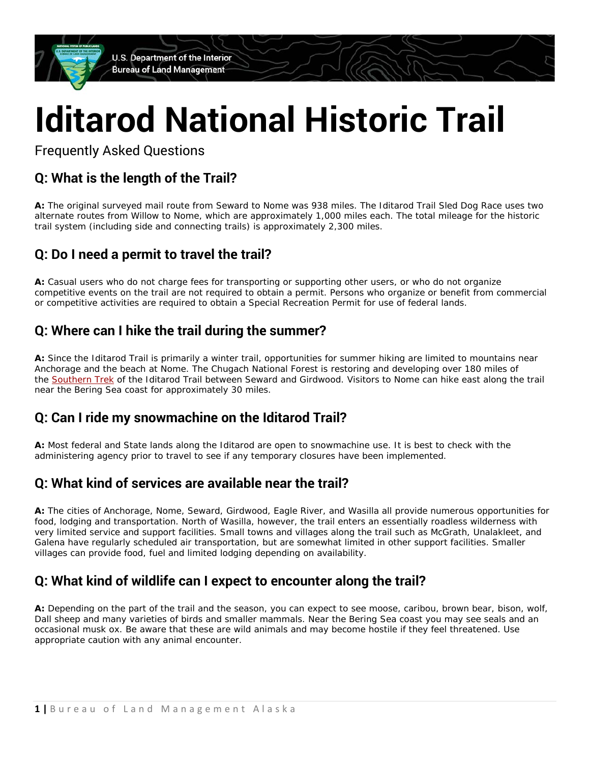U.S. Department of the Interior
Bureau of Land Management

# Iditarod National Historic Trail

Frequently Asked Questions

## Q: What is the length of the Trail?

**A:** The original surveyed mail route from Seward to Nome was 938 miles. The Iditarod Trail Sled Dog Race uses two alternate routes from Willow to Nome, which are approximately 1,000 miles each. The total mileage for the historic trail system (including side and connecting trails) is approximately 2,300 miles.

## Q: Do I need a permit to travel the trail?

**A:** Casual users who do not charge fees for transporting or supporting other users, or who do not organize competitive events on the trail are not required to obtain a permit. Persons who organize or benefit from commercial or competitive activities are required to obtain a Special Recreation Permit for use of federal lands.

## Q: Where can I hike the trail during the summer?

**A:** Since the Iditarod Trail is primarily a winter trail, opportunities for summer hiking are limited to mountains near Anchorage and the beach at Nome. The Chugach National Forest is restoring and developing over 180 miles of the Southern Trek of the Iditarod Trail between Seward and Girdwood. Visitors to Nome can hike east along the trail near the Bering Sea coast for approximately 30 miles.

## Q: Can I ride my snowmachine on the Iditarod Trail?

**A:** Most federal and State lands along the Iditarod are open to snowmachine use. It is best to check with the administering agency prior to travel to see if any temporary closures have been implemented.

## Q: What kind of services are available near the trail?

**A:** The cities of Anchorage, Nome, Seward, Girdwood, Eagle River, and Wasilla all provide numerous opportunities for food, lodging and transportation. North of Wasilla, however, the trail enters an essentially roadless wilderness with very limited service and support facilities. Small towns and villages along the trail such as McGrath, Unalakleet, and Galena have regularly scheduled air transportation, but are somewhat limited in other support facilities. Smaller villages can provide food, fuel and limited lodging depending on availability.

## Q: What kind of wildlife can I expect to encounter along the trail?

**A:** Depending on the part of the trail and the season, you can expect to see moose, caribou, brown bear, bison, wolf, Dall sheep and many varieties of birds and smaller mammals. Near the Bering Sea coast you may see seals and an occasional musk ox. Be aware that these are wild animals and may become hostile if they feel threatened. Use appropriate caution with any animal encounter.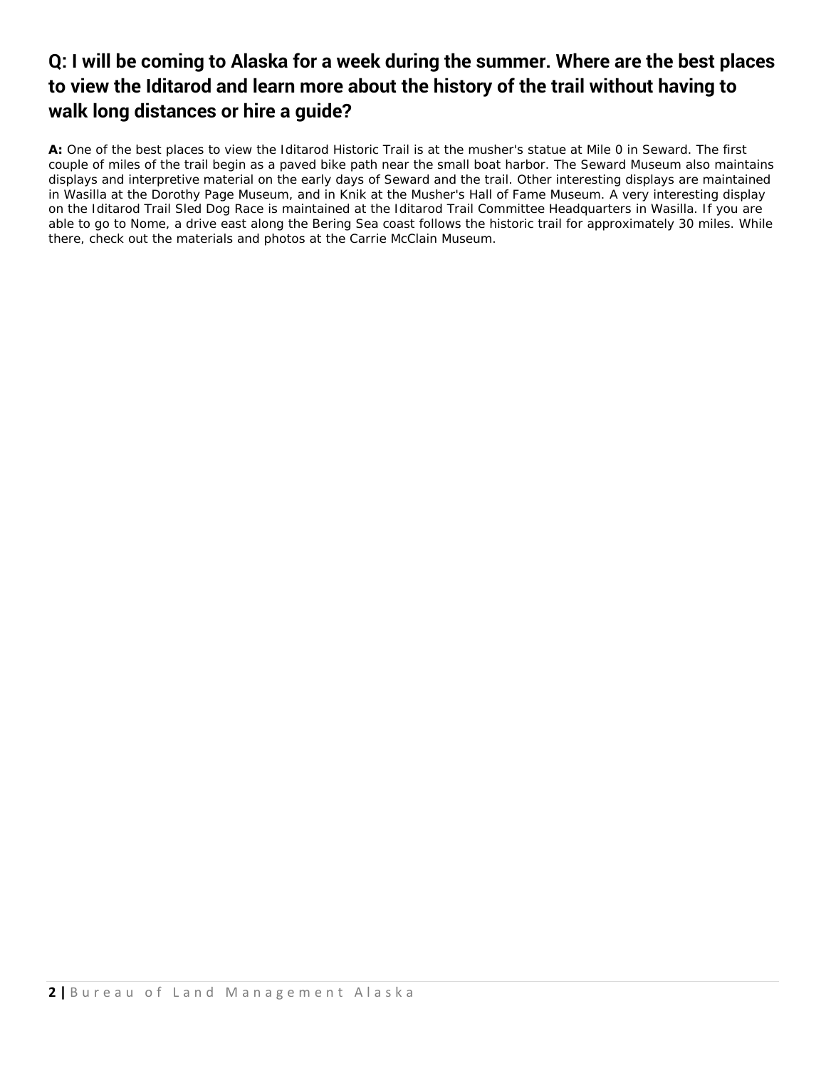## Q: I will be coming to Alaska for a week during the summer. Where are the best places to view the Iditarod and learn more about the history of the trail without having to walk long distances or hire a guide?

**A:** One of the best places to view the Iditarod Historic Trail is at the musher's statue at Mile 0 in Seward. The first couple of miles of the trail begin as a paved bike path near the small boat harbor. The Seward Museum also maintains displays and interpretive material on the early days of Seward and the trail. Other interesting displays are maintained in Wasilla at the Dorothy Page Museum, and in Knik at the Musher's Hall of Fame Museum. A very interesting display on the Iditarod Trail Sled Dog Race is maintained at the Iditarod Trail Committee Headquarters in Wasilla. If you are able to go to Nome, a drive east along the Bering Sea coast follows the historic trail for approximately 30 miles. While there, check out the materials and photos at the Carrie McClain Museum.